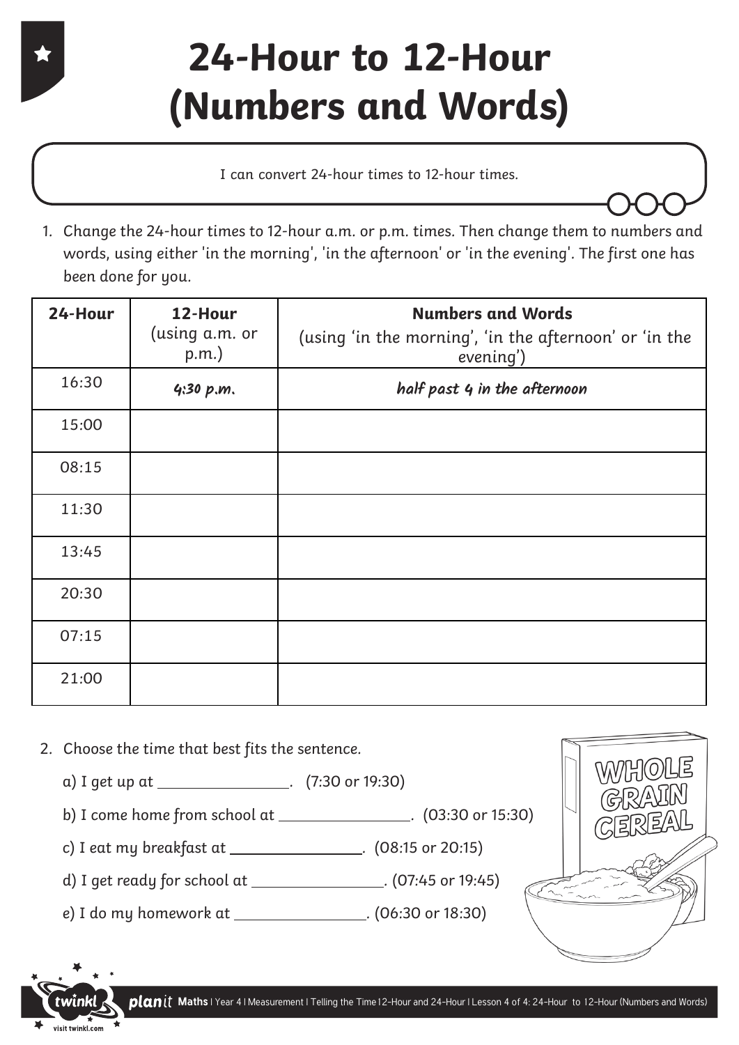# 24-Hour to 12-Hour (Numbers and Words)

I can convert 24-hour times to 12-hour times.

1. Change the 24-hour times to 12-hour a.m. or p.m. times. Then change them to numbers and words, using either 'in the morning', 'in the afternoon' or 'in the evening'. The first one has been done for you.

| **24-Hour** | **12-Hour** (using a.m. or p.m.) | **Numbers and Words** (using 'in the morning', 'in the afternoon' or 'in the evening') |
|---|---|---|
| 16:30 | *4:30 p.m.* | *half past 4 in the afternoon* |
| 15:00 | | |
| 08:15 | | |
| 11:30 | | |
| 13:45 | | |
| 20:30 | | |
| 07:15 | | |
| 21:00 | | |

2. Choose the time that best fits the sentence.

   a) I get up at ________________. (7:30 or 19:30)

   b) I come home from school at ________________. (03:30 or 15:30)

   c) I eat my breakfast at ________________. (08:15 or 20:15)

   d) I get ready for school at ________________. (07:45 or 19:45)

   e) I do my homework at ________________. (06:30 or 18:30)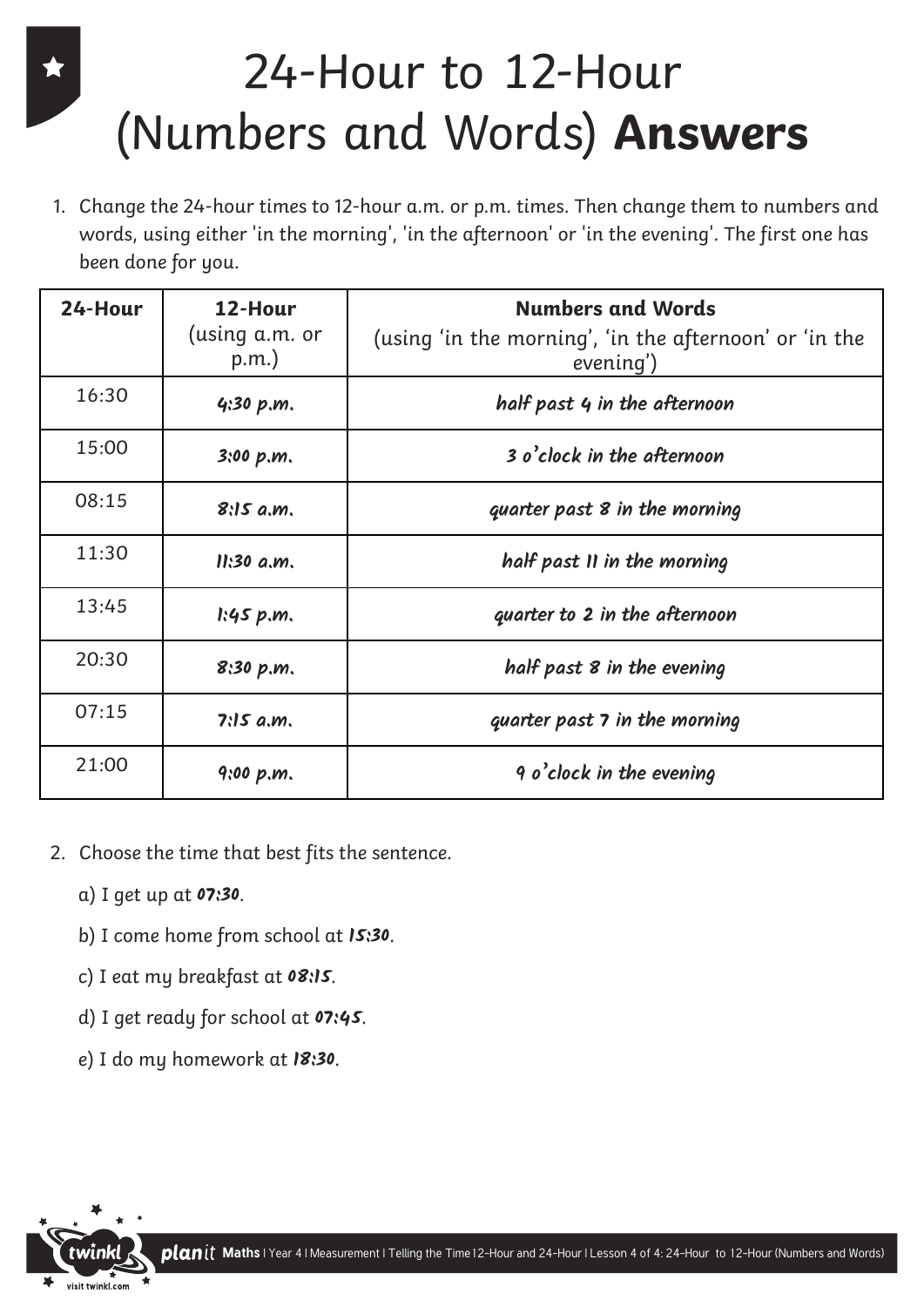# 24-Hour to 12-Hour (Numbers and Words) **Answers**

1. Change the 24-hour times to 12-hour a.m. or p.m. times. Then change them to numbers and words, using either 'in the morning', 'in the afternoon' or 'in the evening'. The first one has been done for you.

| 24-Hour | 12-Hour (using a.m. or p.m.) | Numbers and Words (using 'in the morning', 'in the afternoon' or 'in the evening') |
|---|---|---|
| 16:30 | *4:30 p.m.* | *half past 4 in the afternoon* |
| 15:00 | *3:00 p.m.* | *3 o'clock in the afternoon* |
| 08:15 | *8:15 a.m.* | *quarter past 8 in the morning* |
| 11:30 | *11:30 a.m.* | *half past 11 in the morning* |
| 13:45 | *1:45 p.m.* | *quarter to 2 in the afternoon* |
| 20:30 | *8:30 p.m.* | *half past 8 in the evening* |
| 07:15 | *7:15 a.m.* | *quarter past 7 in the morning* |
| 21:00 | *9:00 p.m.* | *9 o'clock in the evening* |

2. Choose the time that best fits the sentence.

   a) I get up at **07:30**.

   b) I come home from school at **15:30**.

   c) I eat my breakfast at **08:15**.

   d) I get ready for school at **07:45**.

   e) I do my homework at **18:30**.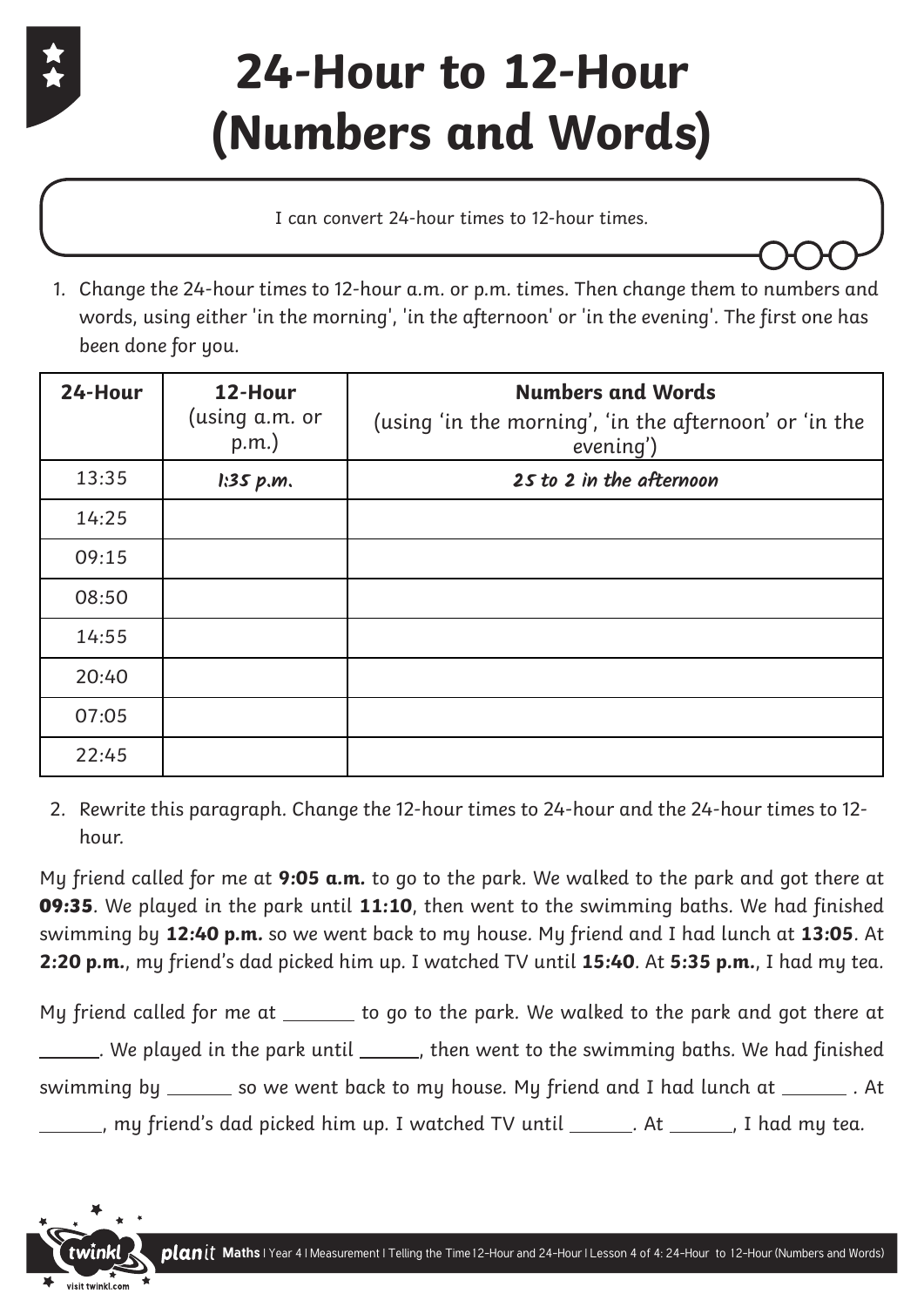# 24-Hour to 12-Hour (Numbers and Words)

I can convert 24-hour times to 12-hour times.

1. Change the 24-hour times to 12-hour a.m. or p.m. times. Then change them to numbers and words, using either 'in the morning', 'in the afternoon' or 'in the evening'. The first one has been done for you.

| 24-Hour | 12-Hour (using a.m. or p.m.) | Numbers and Words (using 'in the morning', 'in the afternoon' or 'in the evening') |
|---|---|---|
| 13:35 | *1:35 p.m.* | *25 to 2 in the afternoon* |
| 14:25 | | |
| 09:15 | | |
| 08:50 | | |
| 14:55 | | |
| 20:40 | | |
| 07:05 | | |
| 22:45 | | |

2. Rewrite this paragraph. Change the 12-hour times to 24-hour and the 24-hour times to 12-hour.

My friend called for me at **9:05 a.m.** to go to the park. We walked to the park and got there at **09:35**. We played in the park until **11:10**, then went to the swimming baths. We had finished swimming by **12:40 p.m.** so we went back to my house. My friend and I had lunch at **13:05**. At **2:20 p.m.**, my friend's dad picked him up. I watched TV until **15:40**. At **5:35 p.m.**, I had my tea.

My friend called for me at _______ to go to the park. We walked to the park and got there at ______. We played in the park until ______, then went to the swimming baths. We had finished swimming by ______ so we went back to my house. My friend and I had lunch at _______ . At ______, my friend's dad picked him up. I watched TV until ______. At ______, I had my tea.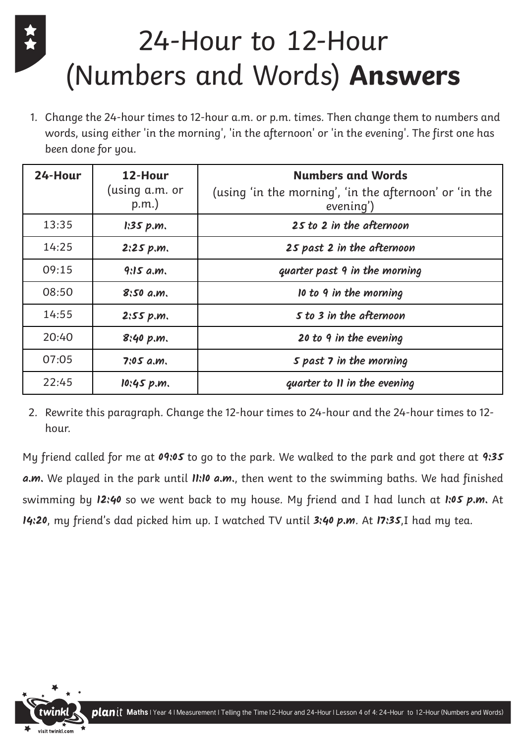# 24-Hour to 12-Hour (Numbers and Words) **Answers**

1. Change the 24-hour times to 12-hour a.m. or p.m. times. Then change them to numbers and words, using either 'in the morning', 'in the afternoon' or 'in the evening'. The first one has been done for you.

| **24-Hour** | **12-Hour** (using a.m. or p.m.) | **Numbers and Words** (using 'in the morning', 'in the afternoon' or 'in the evening') |
|---|---|---|
| 13:35 | *1:35 p.m.* | *25 to 2 in the afternoon* |
| 14:25 | ***2:25 p.m.*** | ***25 past 2 in the afternoon*** |
| 09:15 | ***9:15 a.m.*** | ***quarter past 9 in the morning*** |
| 08:50 | ***8:50 a.m.*** | ***10 to 9 in the morning*** |
| 14:55 | ***2:55 p.m.*** | ***5 to 3 in the afternoon*** |
| 20:40 | ***8:40 p.m.*** | ***20 to 9 in the evening*** |
| 07:05 | ***7:05 a.m.*** | ***5 past 7 in the morning*** |
| 22:45 | ***10:45 p.m.*** | ***quarter to 11 in the evening*** |

2. Rewrite this paragraph. Change the 12-hour times to 24-hour and the 24-hour times to 12-hour.

My friend called for me at ***09:05*** to go to the park. We walked to the park and got there at ***9:35 a.m.*** We played in the park until ***11:10 a.m.***, then went to the swimming baths. We had finished swimming by ***12:40*** so we went back to my house. My friend and I had lunch at ***1:05 p.m.*** At ***14:20***, my friend's dad picked him up. I watched TV until ***3:40 p.m***. At ***17:35***,I had my tea.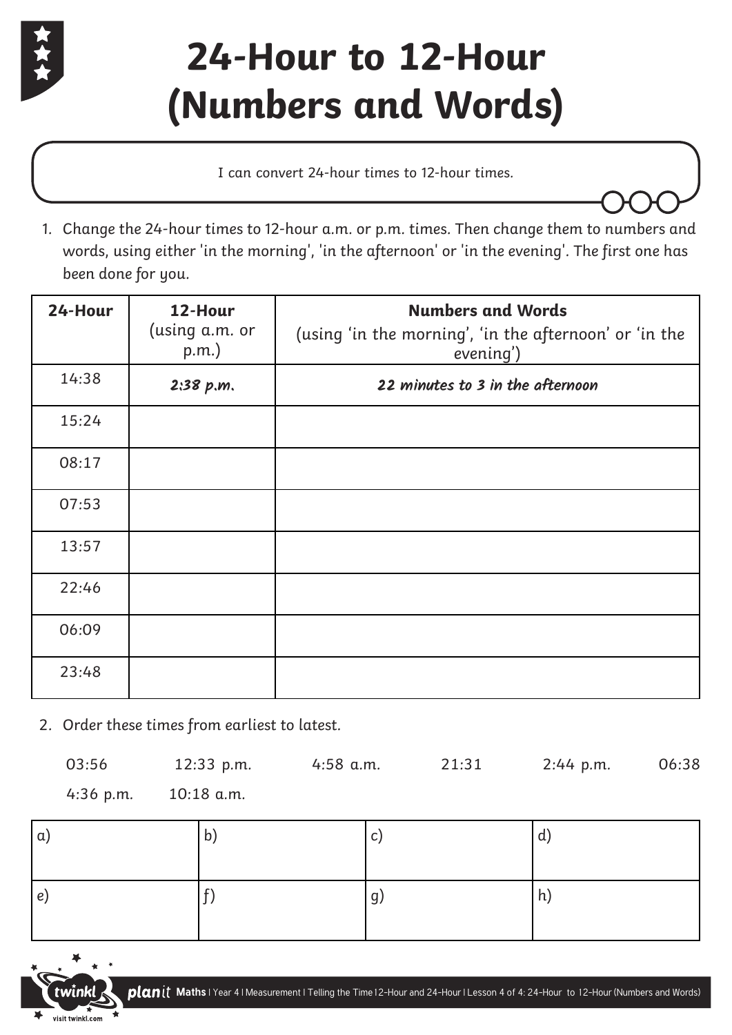# 24-Hour to 12-Hour (Numbers and Words)

I can convert 24-hour times to 12-hour times.

1. Change the 24-hour times to 12-hour a.m. or p.m. times. Then change them to numbers and words, using either 'in the morning', 'in the afternoon' or 'in the evening'. The first one has been done for you.

| 24-Hour | 12-Hour (using a.m. or p.m.) | Numbers and Words (using 'in the morning', 'in the afternoon' or 'in the evening') |
|---|---|---|
| 14:38 | *2:38 p.m.* | *22 minutes to 3 in the afternoon* |
| 15:24 | | |
| 08:17 | | |
| 07:53 | | |
| 13:57 | | |
| 22:46 | | |
| 06:09 | | |
| 23:48 | | |

2. Order these times from earliest to latest.

03:56 &nbsp;&nbsp; 12:33 p.m. &nbsp;&nbsp; 4:58 a.m. &nbsp;&nbsp; 21:31 &nbsp;&nbsp; 2:44 p.m. &nbsp;&nbsp; 06:38 &nbsp;&nbsp; 4:36 p.m. &nbsp;&nbsp; 10:18 a.m.

| a) | b) | c) | d) |
|---|---|---|---|
| e) | f) | g) | h) |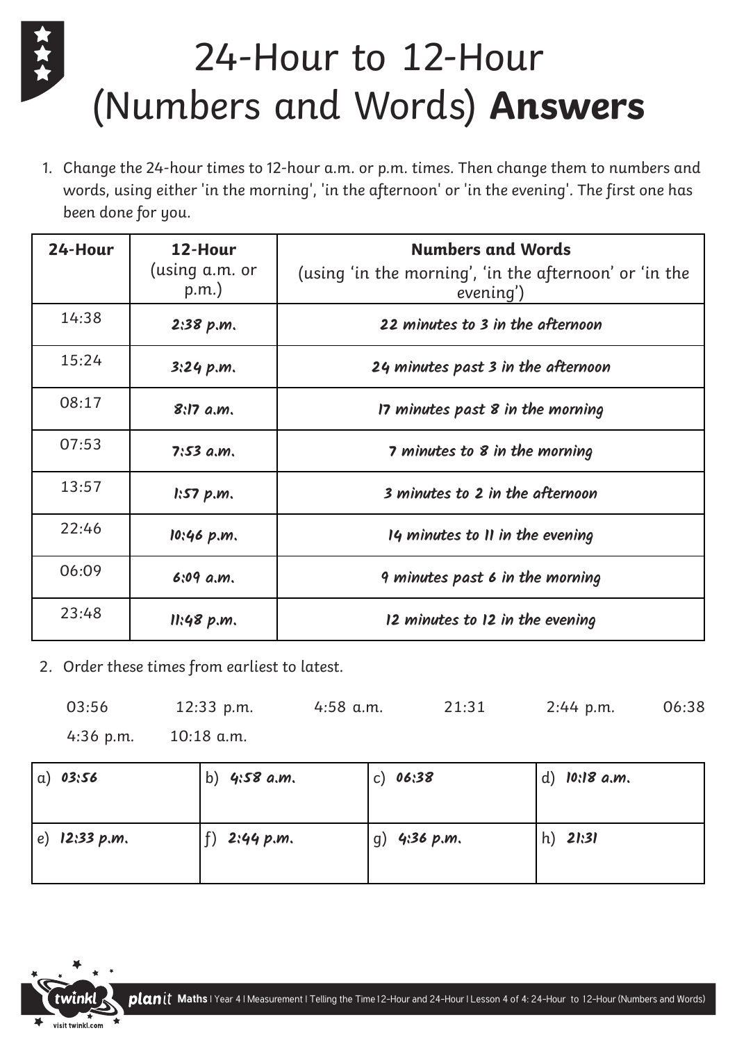# 24-Hour to 12-Hour (Numbers and Words) **Answers**

1. Change the 24-hour times to 12-hour a.m. or p.m. times. Then change them to numbers and words, using either 'in the morning', 'in the afternoon' or 'in the evening'. The first one has been done for you.

| 24-Hour | 12-Hour (using a.m. or p.m.) | Numbers and Words (using 'in the morning', 'in the afternoon' or 'in the evening') |
|---|---|---|
| 14:38 | *2:38 p.m.* | *22 minutes to 3 in the afternoon* |
| 15:24 | *3:24 p.m.* | *24 minutes past 3 in the afternoon* |
| 08:17 | *8:17 a.m.* | *17 minutes past 8 in the morning* |
| 07:53 | *7:53 a.m.* | *7 minutes to 8 in the morning* |
| 13:57 | *1:57 p.m.* | *3 minutes to 2 in the afternoon* |
| 22:46 | *10:46 p.m.* | *14 minutes to 11 in the evening* |
| 06:09 | *6:09 a.m.* | *9 minutes past 6 in the morning* |
| 23:48 | *11:48 p.m.* | *12 minutes to 12 in the evening* |

2. Order these times from earliest to latest.

03:56 12:33 p.m. 4:58 a.m. 21:31 2:44 p.m. 06:38 4:36 p.m. 10:18 a.m.

| | | | |
|---|---|---|---|
| a) *03:56* | b) *4:58 a.m.* | c) *06:38* | d) *10:18 a.m.* |
| e) *12:33 p.m.* | f) *2:44 p.m.* | g) *4:36 p.m.* | h) *21:31* |